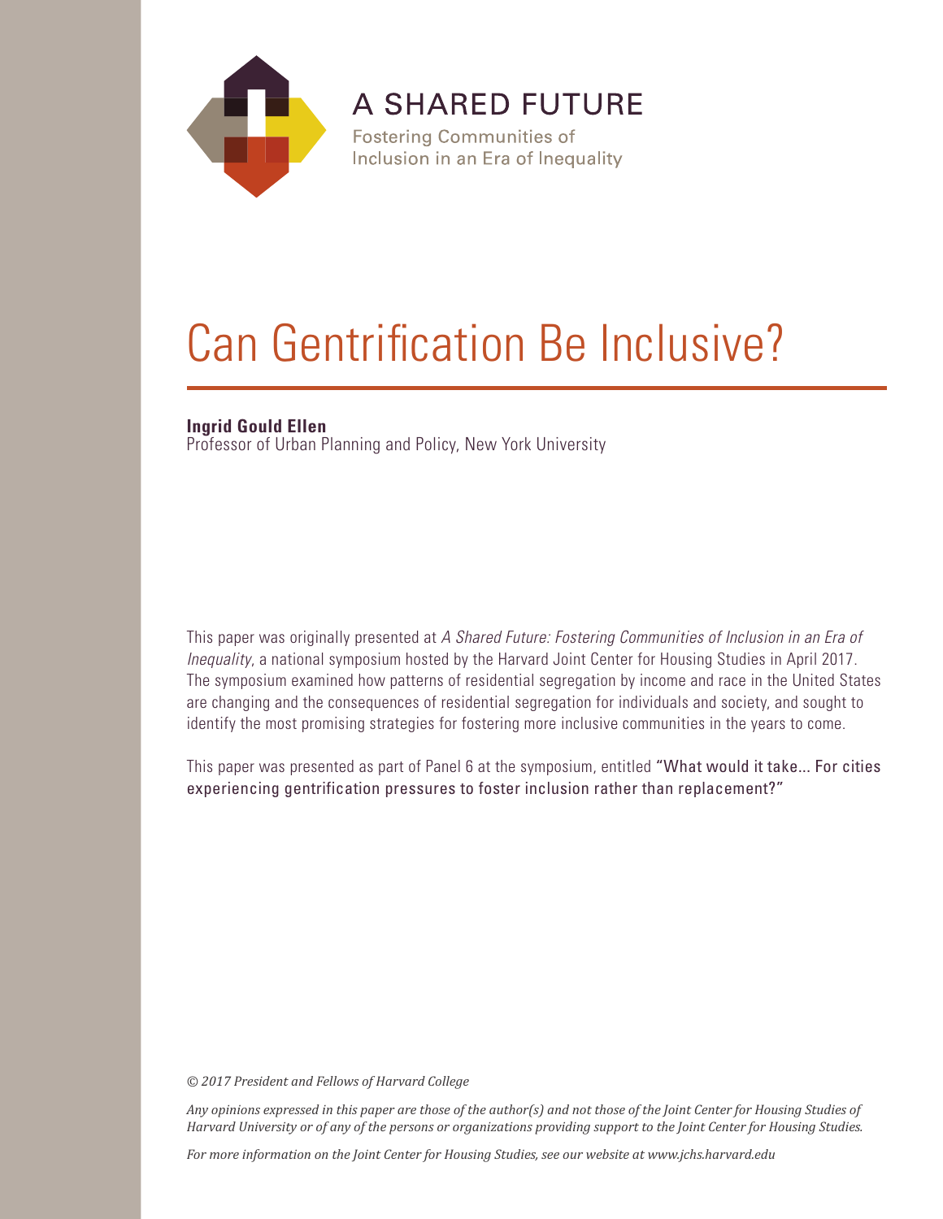A SHARED FUTURE

Fostering Communities of Inclusion in an Era of Inequality

# Can Gentrification Be Inclusive?

**Ingrid Gould Ellen**
Professor of Urban Planning and Policy, New York University

This paper was originally presented at *A Shared Future: Fostering Communities of Inclusion in an Era of Inequality*, a national symposium hosted by the Harvard Joint Center for Housing Studies in April 2017. The symposium examined how patterns of residential segregation by income and race in the United States are changing and the consequences of residential segregation for individuals and society, and sought to identify the most promising strategies for fostering more inclusive communities in the years to come.

This paper was presented as part of Panel 6 at the symposium, entitled "What would it take... For cities experiencing gentrification pressures to foster inclusion rather than replacement?"

*© 2017 President and Fellows of Harvard College*

*Any opinions expressed in this paper are those of the author(s) and not those of the Joint Center for Housing Studies of Harvard University or of any of the persons or organizations providing support to the Joint Center for Housing Studies.*

*For more information on the Joint Center for Housing Studies, see our website at www.jchs.harvard.edu*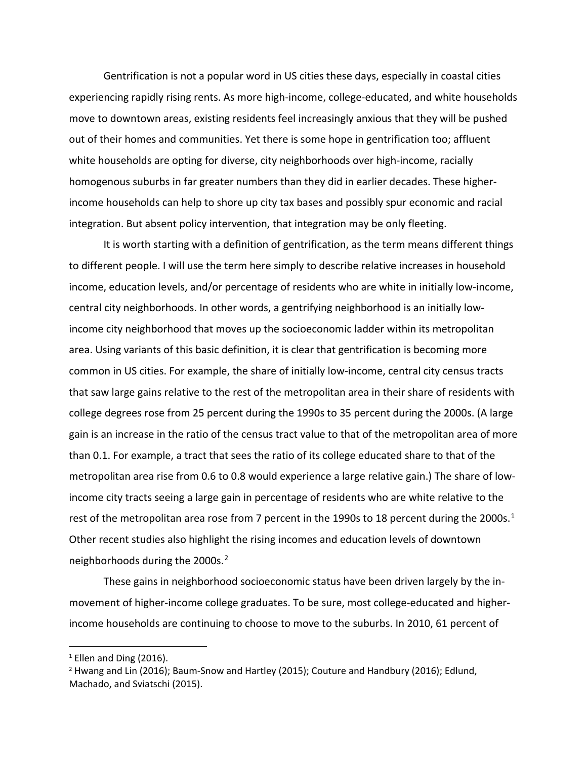Gentrification is not a popular word in US cities these days, especially in coastal cities experiencing rapidly rising rents. As more high-income, college-educated, and white households move to downtown areas, existing residents feel increasingly anxious that they will be pushed out of their homes and communities. Yet there is some hope in gentrification too; affluent white households are opting for diverse, city neighborhoods over high-income, racially homogenous suburbs in far greater numbers than they did in earlier decades. These higher-income households can help to shore up city tax bases and possibly spur economic and racial integration. But absent policy intervention, that integration may be only fleeting.

It is worth starting with a definition of gentrification, as the term means different things to different people. I will use the term here simply to describe relative increases in household income, education levels, and/or percentage of residents who are white in initially low-income, central city neighborhoods. In other words, a gentrifying neighborhood is an initially low-income city neighborhood that moves up the socioeconomic ladder within its metropolitan area. Using variants of this basic definition, it is clear that gentrification is becoming more common in US cities. For example, the share of initially low-income, central city census tracts that saw large gains relative to the rest of the metropolitan area in their share of residents with college degrees rose from 25 percent during the 1990s to 35 percent during the 2000s. (A large gain is an increase in the ratio of the census tract value to that of the metropolitan area of more than 0.1. For example, a tract that sees the ratio of its college educated share to that of the metropolitan area rise from 0.6 to 0.8 would experience a large relative gain.) The share of low-income city tracts seeing a large gain in percentage of residents who are white relative to the rest of the metropolitan area rose from 7 percent in the 1990s to 18 percent during the 2000s.[1] Other recent studies also highlight the rising incomes and education levels of downtown neighborhoods during the 2000s.[2]

These gains in neighborhood socioeconomic status have been driven largely by the in-movement of higher-income college graduates. To be sure, most college-educated and higher-income households are continuing to choose to move to the suburbs. In 2010, 61 percent of

[1] Ellen and Ding (2016).

[2] Hwang and Lin (2016); Baum-Snow and Hartley (2015); Couture and Handbury (2016); Edlund, Machado, and Sviatschi (2015).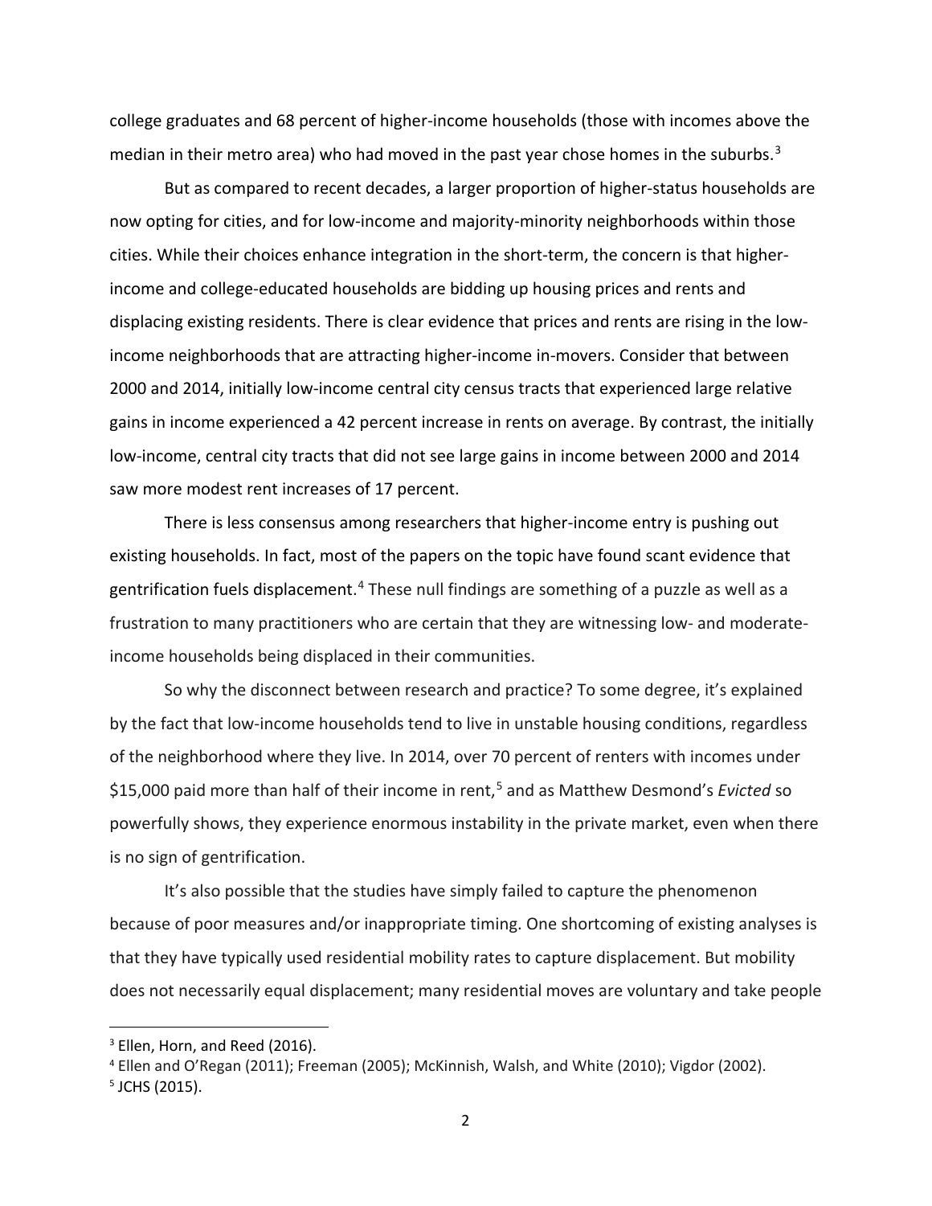college graduates and 68 percent of higher-income households (those with incomes above the median in their metro area) who had moved in the past year chose homes in the suburbs.[3]

But as compared to recent decades, a larger proportion of higher-status households are now opting for cities, and for low-income and majority-minority neighborhoods within those cities. While their choices enhance integration in the short-term, the concern is that higher-income and college-educated households are bidding up housing prices and rents and displacing existing residents. There is clear evidence that prices and rents are rising in the low-income neighborhoods that are attracting higher-income in-movers. Consider that between 2000 and 2014, initially low-income central city census tracts that experienced large relative gains in income experienced a 42 percent increase in rents on average. By contrast, the initially low-income, central city tracts that did not see large gains in income between 2000 and 2014 saw more modest rent increases of 17 percent.

There is less consensus among researchers that higher-income entry is pushing out existing households. In fact, most of the papers on the topic have found scant evidence that gentrification fuels displacement.[4] These null findings are something of a puzzle as well as a frustration to many practitioners who are certain that they are witnessing low- and moderate-income households being displaced in their communities.

So why the disconnect between research and practice? To some degree, it's explained by the fact that low-income households tend to live in unstable housing conditions, regardless of the neighborhood where they live. In 2014, over 70 percent of renters with incomes under \$15,000 paid more than half of their income in rent,[5] and as Matthew Desmond's *Evicted* so powerfully shows, they experience enormous instability in the private market, even when there is no sign of gentrification.

It's also possible that the studies have simply failed to capture the phenomenon because of poor measures and/or inappropriate timing. One shortcoming of existing analyses is that they have typically used residential mobility rates to capture displacement. But mobility does not necessarily equal displacement; many residential moves are voluntary and take people

---

[3] Ellen, Horn, and Reed (2016).

[4] Ellen and O'Regan (2011); Freeman (2005); McKinnish, Walsh, and White (2010); Vigdor (2002).

[5] JCHS (2015).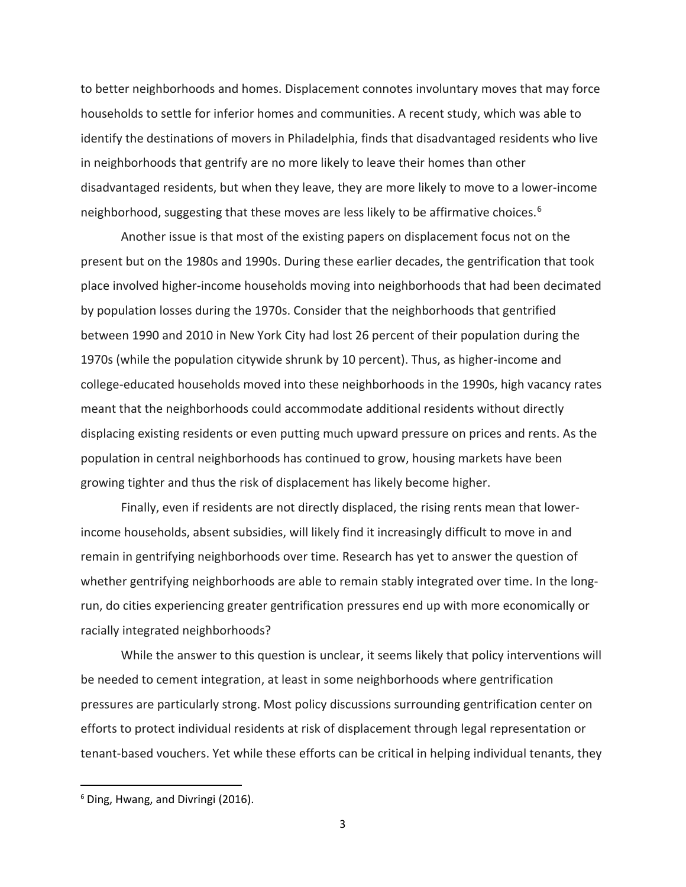to better neighborhoods and homes. Displacement connotes involuntary moves that may force households to settle for inferior homes and communities. A recent study, which was able to identify the destinations of movers in Philadelphia, finds that disadvantaged residents who live in neighborhoods that gentrify are no more likely to leave their homes than other disadvantaged residents, but when they leave, they are more likely to move to a lower-income neighborhood, suggesting that these moves are less likely to be affirmative choices.[6]

Another issue is that most of the existing papers on displacement focus not on the present but on the 1980s and 1990s. During these earlier decades, the gentrification that took place involved higher-income households moving into neighborhoods that had been decimated by population losses during the 1970s. Consider that the neighborhoods that gentrified between 1990 and 2010 in New York City had lost 26 percent of their population during the 1970s (while the population citywide shrunk by 10 percent). Thus, as higher-income and college-educated households moved into these neighborhoods in the 1990s, high vacancy rates meant that the neighborhoods could accommodate additional residents without directly displacing existing residents or even putting much upward pressure on prices and rents. As the population in central neighborhoods has continued to grow, housing markets have been growing tighter and thus the risk of displacement has likely become higher.

Finally, even if residents are not directly displaced, the rising rents mean that lower-income households, absent subsidies, will likely find it increasingly difficult to move in and remain in gentrifying neighborhoods over time. Research has yet to answer the question of whether gentrifying neighborhoods are able to remain stably integrated over time. In the long-run, do cities experiencing greater gentrification pressures end up with more economically or racially integrated neighborhoods?

While the answer to this question is unclear, it seems likely that policy interventions will be needed to cement integration, at least in some neighborhoods where gentrification pressures are particularly strong. Most policy discussions surrounding gentrification center on efforts to protect individual residents at risk of displacement through legal representation or tenant-based vouchers. Yet while these efforts can be critical in helping individual tenants, they

[6] Ding, Hwang, and Divringi (2016).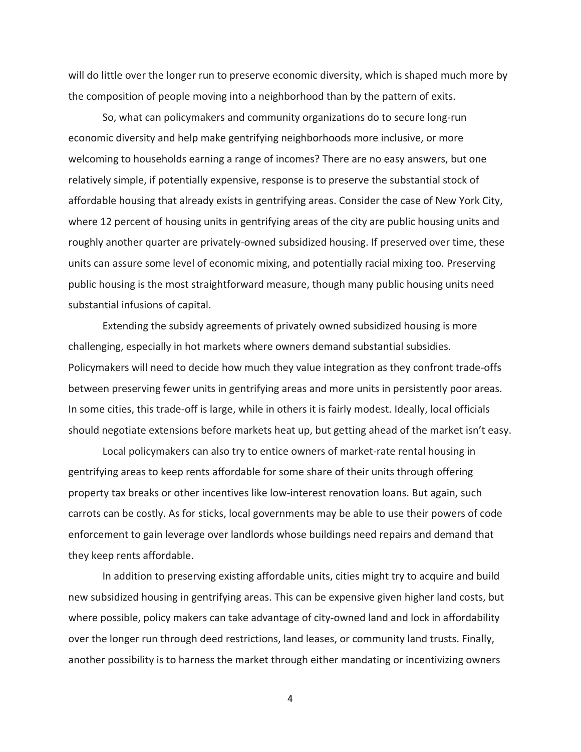will do little over the longer run to preserve economic diversity, which is shaped much more by the composition of people moving into a neighborhood than by the pattern of exits.

So, what can policymakers and community organizations do to secure long-run economic diversity and help make gentrifying neighborhoods more inclusive, or more welcoming to households earning a range of incomes? There are no easy answers, but one relatively simple, if potentially expensive, response is to preserve the substantial stock of affordable housing that already exists in gentrifying areas. Consider the case of New York City, where 12 percent of housing units in gentrifying areas of the city are public housing units and roughly another quarter are privately-owned subsidized housing. If preserved over time, these units can assure some level of economic mixing, and potentially racial mixing too. Preserving public housing is the most straightforward measure, though many public housing units need substantial infusions of capital.

Extending the subsidy agreements of privately owned subsidized housing is more challenging, especially in hot markets where owners demand substantial subsidies. Policymakers will need to decide how much they value integration as they confront trade-offs between preserving fewer units in gentrifying areas and more units in persistently poor areas. In some cities, this trade-off is large, while in others it is fairly modest. Ideally, local officials should negotiate extensions before markets heat up, but getting ahead of the market isn't easy.

Local policymakers can also try to entice owners of market-rate rental housing in gentrifying areas to keep rents affordable for some share of their units through offering property tax breaks or other incentives like low-interest renovation loans. But again, such carrots can be costly. As for sticks, local governments may be able to use their powers of code enforcement to gain leverage over landlords whose buildings need repairs and demand that they keep rents affordable.

In addition to preserving existing affordable units, cities might try to acquire and build new subsidized housing in gentrifying areas. This can be expensive given higher land costs, but where possible, policy makers can take advantage of city-owned land and lock in affordability over the longer run through deed restrictions, land leases, or community land trusts. Finally, another possibility is to harness the market through either mandating or incentivizing owners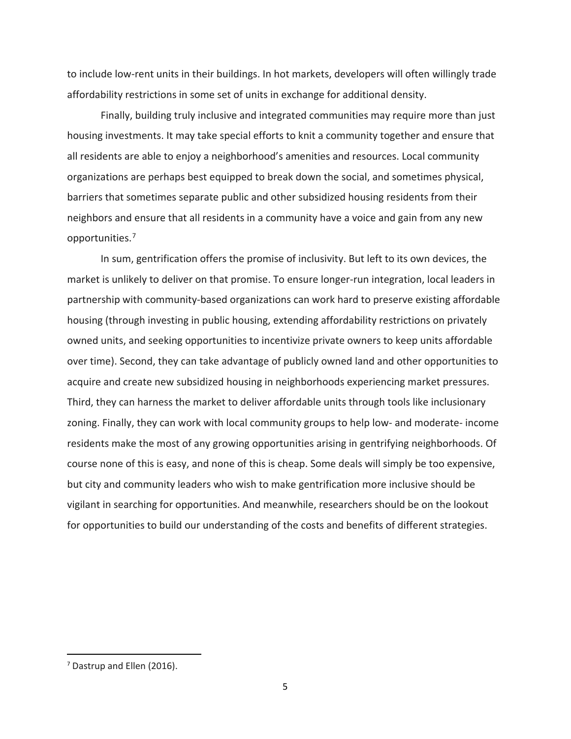to include low-rent units in their buildings. In hot markets, developers will often willingly trade affordability restrictions in some set of units in exchange for additional density.

Finally, building truly inclusive and integrated communities may require more than just housing investments. It may take special efforts to knit a community together and ensure that all residents are able to enjoy a neighborhood's amenities and resources. Local community organizations are perhaps best equipped to break down the social, and sometimes physical, barriers that sometimes separate public and other subsidized housing residents from their neighbors and ensure that all residents in a community have a voice and gain from any new opportunities.[7]

In sum, gentrification offers the promise of inclusivity. But left to its own devices, the market is unlikely to deliver on that promise. To ensure longer-run integration, local leaders in partnership with community-based organizations can work hard to preserve existing affordable housing (through investing in public housing, extending affordability restrictions on privately owned units, and seeking opportunities to incentivize private owners to keep units affordable over time). Second, they can take advantage of publicly owned land and other opportunities to acquire and create new subsidized housing in neighborhoods experiencing market pressures. Third, they can harness the market to deliver affordable units through tools like inclusionary zoning. Finally, they can work with local community groups to help low- and moderate- income residents make the most of any growing opportunities arising in gentrifying neighborhoods. Of course none of this is easy, and none of this is cheap. Some deals will simply be too expensive, but city and community leaders who wish to make gentrification more inclusive should be vigilant in searching for opportunities. And meanwhile, researchers should be on the lookout for opportunities to build our understanding of the costs and benefits of different strategies.

---

[7] Dastrup and Ellen (2016).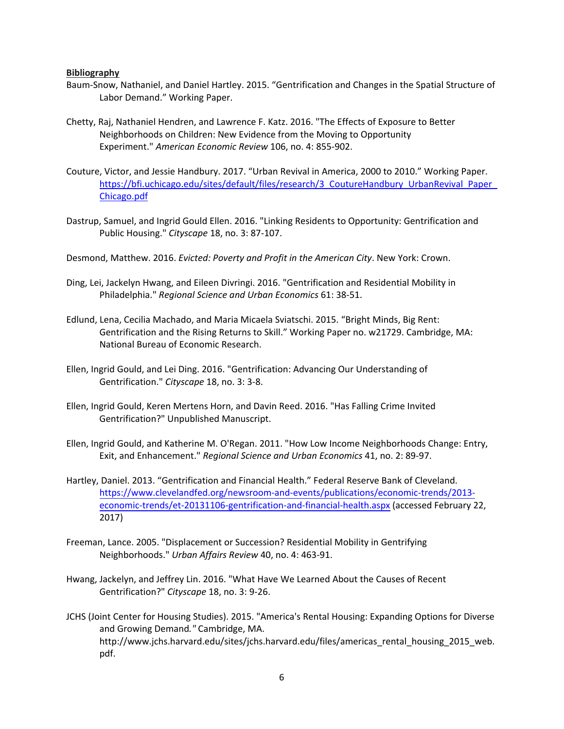**Bibliography**

Baum-Snow, Nathaniel, and Daniel Hartley. 2015. "Gentrification and Changes in the Spatial Structure of Labor Demand." Working Paper.

Chetty, Raj, Nathaniel Hendren, and Lawrence F. Katz. 2016. "The Effects of Exposure to Better Neighborhoods on Children: New Evidence from the Moving to Opportunity Experiment." *American Economic Review* 106, no. 4: 855-902.

Couture, Victor, and Jessie Handbury. 2017. "Urban Revival in America, 2000 to 2010." Working Paper. [https://bfi.uchicago.edu/sites/default/files/research/3_CoutureHandbury_UrbanRevival_Paper_Chicago.pdf](https://bfi.uchicago.edu/sites/default/files/research/3_CoutureHandbury_UrbanRevival_Paper_Chicago.pdf)

Dastrup, Samuel, and Ingrid Gould Ellen. 2016. "Linking Residents to Opportunity: Gentrification and Public Housing." *Cityscape* 18, no. 3: 87-107.

Desmond, Matthew. 2016. *Evicted: Poverty and Profit in the American City*. New York: Crown.

Ding, Lei, Jackelyn Hwang, and Eileen Divringi. 2016. "Gentrification and Residential Mobility in Philadelphia." *Regional Science and Urban Economics* 61: 38-51.

Edlund, Lena, Cecilia Machado, and Maria Micaela Sviatschi. 2015. "Bright Minds, Big Rent: Gentrification and the Rising Returns to Skill." Working Paper no. w21729. Cambridge, MA: National Bureau of Economic Research.

Ellen, Ingrid Gould, and Lei Ding. 2016. "Gentrification: Advancing Our Understanding of Gentrification." *Cityscape* 18, no. 3: 3-8.

Ellen, Ingrid Gould, Keren Mertens Horn, and Davin Reed. 2016. "Has Falling Crime Invited Gentrification?" Unpublished Manuscript.

Ellen, Ingrid Gould, and Katherine M. O'Regan. 2011. "How Low Income Neighborhoods Change: Entry, Exit, and Enhancement." *Regional Science and Urban Economics* 41, no. 2: 89-97.

Hartley, Daniel. 2013. "Gentrification and Financial Health." Federal Reserve Bank of Cleveland. [https://www.clevelandfed.org/newsroom-and-events/publications/economic-trends/2013-economic-trends/et-20131106-gentrification-and-financial-health.aspx](https://www.clevelandfed.org/newsroom-and-events/publications/economic-trends/2013-economic-trends/et-20131106-gentrification-and-financial-health.aspx) (accessed February 22, 2017)

Freeman, Lance. 2005. "Displacement or Succession? Residential Mobility in Gentrifying Neighborhoods." *Urban Affairs Review* 40, no. 4: 463-91.

Hwang, Jackelyn, and Jeffrey Lin. 2016. "What Have We Learned About the Causes of Recent Gentrification?" *Cityscape* 18, no. 3: 9-26.

JCHS (Joint Center for Housing Studies). 2015. "America's Rental Housing: Expanding Options for Diverse and Growing Demand*."* Cambridge, MA. http://www.jchs.harvard.edu/sites/jchs.harvard.edu/files/americas_rental_housing_2015_web.pdf.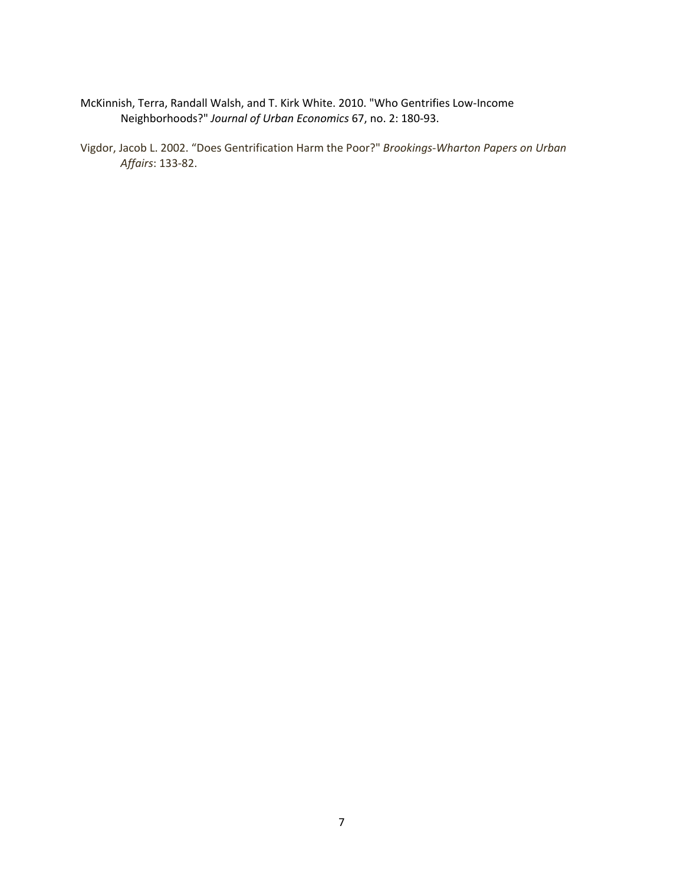McKinnish, Terra, Randall Walsh, and T. Kirk White. 2010. "Who Gentrifies Low-Income Neighborhoods?" *Journal of Urban Economics* 67, no. 2: 180-93.

Vigdor, Jacob L. 2002. "Does Gentrification Harm the Poor?" *Brookings-Wharton Papers on Urban Affairs*: 133-82.